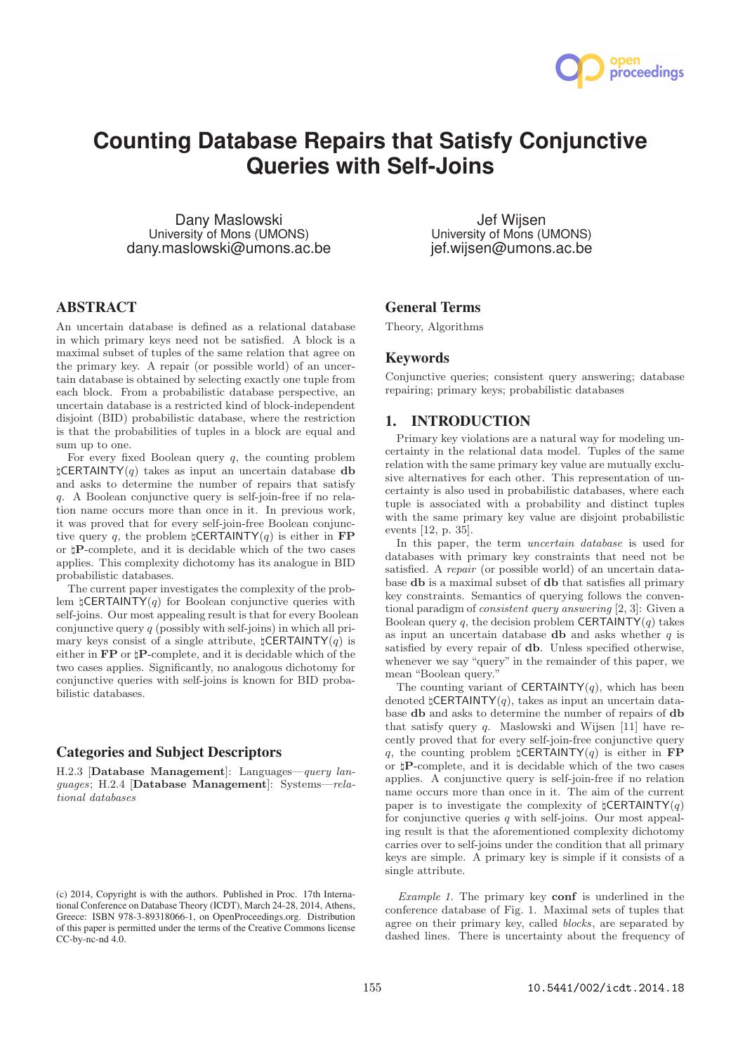# Counting Database Repairs that Satisfy Conjunctive Queries with Self-Joins

Dany Maslowski
University of Mons (UMONS)
dany.maslowski@umons.ac.be

Jef Wijsen
University of Mons (UMONS)
jef.wijsen@umons.ac.be

## ABSTRACT

An uncertain database is defined as a relational database in which primary keys need not be satisfied. A block is a maximal subset of tuples of the same relation that agree on the primary key. A repair (or possible world) of an uncertain database is obtained by selecting exactly one tuple from each block. From a probabilistic database perspective, an uncertain database is a restricted kind of block-independent disjoint (BID) probabilistic database, where the restriction is that the probabilities of tuples in a block are equal and sum up to one.

For every fixed Boolean query $q$, the counting problem $\natural\mathsf{CERTAINTY}(q)$ takes as input an uncertain database **db** and asks to determine the number of repairs that satisfy $q$. A Boolean conjunctive query is self-join-free if no relation name occurs more than once in it. In previous work, it was proved that for every self-join-free Boolean conjunctive query $q$, the problem $\natural\mathsf{CERTAINTY}(q)$ is either in **FP** or $\natural$**P**-complete, and it is decidable which of the two cases applies. This complexity dichotomy has its analogue in BID probabilistic databases.

The current paper investigates the complexity of the problem $\natural\mathsf{CERTAINTY}(q)$ for Boolean conjunctive queries with self-joins. Our most appealing result is that for every Boolean conjunctive query $q$ (possibly with self-joins) in which all primary keys consist of a single attribute, $\natural\mathsf{CERTAINTY}(q)$ is either in **FP** or $\natural$**P**-complete, and it is decidable which of the two cases applies. Significantly, no analogous dichotomy for conjunctive queries with self-joins is known for BID probabilistic databases.

## Categories and Subject Descriptors

H.2.3 [**Database Management**]: Languages—*query languages*; H.2.4 [**Database Management**]: Systems—*relational databases*

(c) 2014, Copyright is with the authors. Published in Proc. 17th International Conference on Database Theory (ICDT), March 24-28, 2014, Athens, Greece: ISBN 978-3-89318066-1, on OpenProceedings.org. Distribution of this paper is permitted under the terms of the Creative Commons license CC-by-nc-nd 4.0.

## General Terms

Theory, Algorithms

## Keywords

Conjunctive queries; consistent query answering; database repairing; primary keys; probabilistic databases

## 1. INTRODUCTION

Primary key violations are a natural way for modeling uncertainty in the relational data model. Tuples of the same relation with the same primary key value are mutually exclusive alternatives for each other. This representation of uncertainty is also used in probabilistic databases, where each tuple is associated with a probability and distinct tuples with the same primary key value are disjoint probabilistic events [12, p. 35].

In this paper, the term *uncertain database* is used for databases with primary key constraints that need not be satisfied. A *repair* (or possible world) of an uncertain database **db** is a maximal subset of **db** that satisfies all primary key constraints. Semantics of querying follows the conventional paradigm of *consistent query answering* [2, 3]: Given a Boolean query $q$, the decision problem $\mathsf{CERTAINTY}(q)$ takes as input an uncertain database **db** and asks whether $q$ is satisfied by every repair of **db**. Unless specified otherwise, whenever we say "query" in the remainder of this paper, we mean "Boolean query."

The counting variant of $\mathsf{CERTAINTY}(q)$, which has been denoted $\natural\mathsf{CERTAINTY}(q)$, takes as input an uncertain database **db** and asks to determine the number of repairs of **db** that satisfy query $q$. Maslowski and Wijsen [11] have recently proved that for every self-join-free conjunctive query $q$, the counting problem $\natural\mathsf{CERTAINTY}(q)$ is either in **FP** or $\natural$**P**-complete, and it is decidable which of the two cases applies. A conjunctive query is self-join-free if no relation name occurs more than once in it. The aim of the current paper is to investigate the complexity of $\natural\mathsf{CERTAINTY}(q)$ for conjunctive queries $q$ with self-joins. Our most appealing result is that the aforementioned complexity dichotomy carries over to self-joins under the condition that all primary keys are simple. A primary key is simple if it consists of a single attribute.

*Example 1.* The primary key **conf** is underlined in the conference database of Fig. 1. Maximal sets of tuples that agree on their primary key, called *blocks*, are separated by dashed lines. There is uncertainty about the frequency of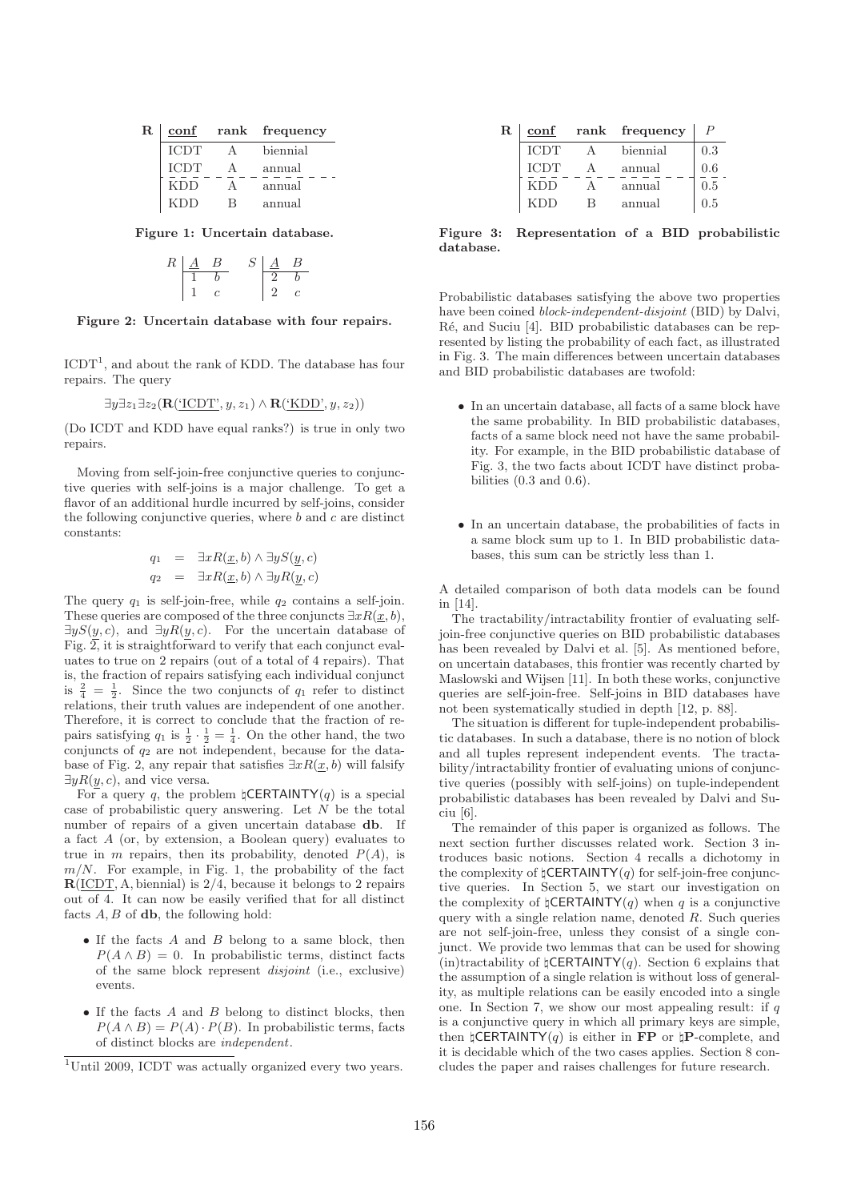| **R** | conf | rank | frequency |
|---|---|---|---|
| | ICDT | A | biennial |
| | ICDT | A | annual |
| | KDD | A | annual |
| | KDD | B | annual |

**Figure 1: Uncertain database.**

| $R$ | $\underline{A}$ | $B$ |
|---|---|---|
| | 1 | $b$ |
| | 1 | $c$ |

| $S$ | $\underline{A}$ | $B$ |
|---|---|---|
| | 2 | $b$ |
| | 2 | $c$ |

**Figure 2: Uncertain database with four repairs.**

ICDT[1], and about the rank of KDD. The database has four repairs. The query

$$\exists y \exists z_1 \exists z_2 (\mathbf{R}(\underline{\text{'ICDT'}}, y, z_1) \land \mathbf{R}(\underline{\text{'KDD'}}, y, z_2))$$

(Do ICDT and KDD have equal ranks?) is true in only two repairs.

Moving from self-join-free conjunctive queries to conjunctive queries with self-joins is a major challenge. To get a flavor of an additional hurdle incurred by self-joins, consider the following conjunctive queries, where $b$ and $c$ are distinct constants:

$$q_1 = \exists x R(\underline{x}, b) \land \exists y S(\underline{y}, c)$$
$$q_2 = \exists x R(\underline{x}, b) \land \exists y R(\underline{y}, c)$$

The query $q_1$ is self-join-free, while $q_2$ contains a self-join. These queries are composed of the three conjuncts $\exists x R(\underline{x}, b)$, $\exists y S(\underline{y}, c)$, and $\exists y R(\underline{y}, c)$. For the uncertain database of Fig. 2, it is straightforward to verify that each conjunct evaluates to true on 2 repairs (out of a total of 4 repairs). That is, the fraction of repairs satisfying each individual conjunct is $\frac{2}{4} = \frac{1}{2}$. Since the two conjuncts of $q_1$ refer to distinct relations, their truth values are independent of one another. Therefore, it is correct to conclude that the fraction of repairs satisfying $q_1$ is $\frac{1}{2} \cdot \frac{1}{2} = \frac{1}{4}$. On the other hand, the two conjuncts of $q_2$ are not independent, because for the database of Fig. 2, any repair that satisfies $\exists x R(\underline{x}, b)$ will falsify $\exists y R(\underline{y}, c)$, and vice versa.

For a query $q$, the problem $\natural$CERTAINTY($q$) is a special case of probabilistic query answering. Let $N$ be the total number of repairs of a given uncertain database **db**. If a fact $A$ (or, by extension, a Boolean query) evaluates to true in $m$ repairs, then its probability, denoted $P(A)$, is $m/N$. For example, in Fig. 1, the probability of the fact $\mathbf{R}(\underline{\text{ICDT}}, \text{A}, \text{biennial})$ is $2/4$, because it belongs to 2 repairs out of 4. It can now be easily verified that for all distinct facts $A, B$ of **db**, the following hold:

- If the facts $A$ and $B$ belong to a same block, then $P(A \land B) = 0$. In probabilistic terms, distinct facts of the same block represent *disjoint* (i.e., exclusive) events.
- If the facts $A$ and $B$ belong to distinct blocks, then $P(A \land B) = P(A) \cdot P(B)$. In probabilistic terms, facts of distinct blocks are *independent*.

[1] Until 2009, ICDT was actually organized every two years.

| **R** | conf | rank | frequency | $P$ |
|---|---|---|---|---|
| | ICDT | A | biennial | 0.3 |
| | ICDT | A | annual | 0.6 |
| | KDD | A | annual | 0.5 |
| | KDD | B | annual | 0.5 |

**Figure 3: Representation of a BID probabilistic database.**

Probabilistic databases satisfying the above two properties have been coined *block-independent-disjoint* (BID) by Dalvi, Ré, and Suciu [4]. BID probabilistic databases can be represented by listing the probability of each fact, as illustrated in Fig. 3. The main differences between uncertain databases and BID probabilistic databases are twofold:

- In an uncertain database, all facts of a same block have the same probability. In BID probabilistic databases, facts of a same block need not have the same probability. For example, in the BID probabilistic database of Fig. 3, the two facts about ICDT have distinct probabilities (0.3 and 0.6).
- In an uncertain database, the probabilities of facts in a same block sum up to 1. In BID probabilistic databases, this sum can be strictly less than 1.

A detailed comparison of both data models can be found in [14].

The tractability/intractability frontier of evaluating self-join-free conjunctive queries on BID probabilistic databases has been revealed by Dalvi et al. [5]. As mentioned before, on uncertain databases, this frontier was recently charted by Maslowski and Wijsen [11]. In both these works, conjunctive queries are self-join-free. Self-joins in BID databases have not been systematically studied in depth [12, p. 88].

The situation is different for tuple-independent probabilistic databases. In such a database, there is no notion of block and all tuples represent independent events. The tractability/intractability frontier of evaluating unions of conjunctive queries (possibly with self-joins) on tuple-independent probabilistic databases has been revealed by Dalvi and Suciu [6].

The remainder of this paper is organized as follows. The next section further discusses related work. Section 3 introduces basic notions. Section 4 recalls a dichotomy in the complexity of $\natural$CERTAINTY($q$) for self-join-free conjunctive queries. In Section 5, we start our investigation on the complexity of $\natural$CERTAINTY($q$) when $q$ is a conjunctive query with a single relation name, denoted $R$. Such queries are not self-join-free, unless they consist of a single conjunct. We provide two lemmas that can be used for showing (in)tractability of $\natural$CERTAINTY($q$). Section 6 explains that the assumption of a single relation is without loss of generality, as multiple relations can be easily encoded into a single one. In Section 7, we show our most appealing result: if $q$ is a conjunctive query in which all primary keys are simple, then $\natural$CERTAINTY($q$) is either in **FP** or $\natural$**P**-complete, and it is decidable which of the two cases applies. Section 8 concludes the paper and raises challenges for future research.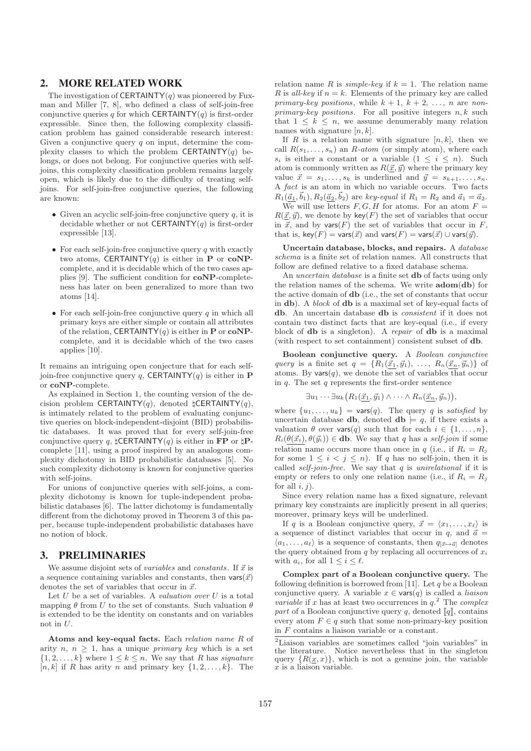## 2. MORE RELATED WORK

The investigation of $\mathsf{CERTAINTY}(q)$ was pioneered by Fuxman and Miller [7, 8], who defined a class of self-join-free conjunctive queries $q$ for which $\mathsf{CERTAINTY}(q)$ is first-order expressible. Since then, the following complexity classification problem has gained considerable research interest: Given a conjunctive query $q$ on input, determine the complexity classes to which the problem $\mathsf{CERTAINTY}(q)$ belongs, or does not belong. For conjunctive queries with self-joins, this complexity classification problem remains largely open, which is likely due to the difficulty of treating self-joins. For self-join-free conjunctive queries, the following are known:

- Given an acyclic self-join-free conjunctive query $q$, it is decidable whether or not $\mathsf{CERTAINTY}(q)$ is first-order expressible [13].
- For each self-join-free conjunctive query $q$ with exactly two atoms, $\mathsf{CERTAINTY}(q)$ is either in **P** or **coNP**-complete, and it is decidable which of the two cases applies [9]. The sufficient condition for **coNP**-completeness has later on been generalized to more than two atoms [14].
- For each self-join-free conjunctive query $q$ in which all primary keys are either simple or contain all attributes of the relation, $\mathsf{CERTAINTY}(q)$ is either in **P** or **coNP**-complete, and it is decidable which of the two cases applies [10].

It remains an intriguing open conjecture that for each self-join-free conjunctive query $q$, $\mathsf{CERTAINTY}(q)$ is either in **P** or **coNP**-complete.

As explained in Section 1, the counting version of the decision problem $\mathsf{CERTAINTY}(q)$, denoted $\natural\mathsf{CERTAINTY}(q)$, is intimately related to the problem of evaluating conjunctive queries on block-independent-disjoint (BID) probabilistic databases. It was proved that for every self-join-free conjunctive query $q$, $\natural\mathsf{CERTAINTY}(q)$ is either in **FP** or $\natural$**P**-complete [11], using a proof inspired by an analogous complexity dichotomy in BID probabilistic databases [5]. No such complexity dichotomy is known for conjunctive queries with self-joins.

For unions of conjunctive queries with self-joins, a complexity dichotomy is known for tuple-independent probabilistic databases [6]. The latter dichotomy is fundamentally different from the dichotomy proved in Theorem 3 of this paper, because tuple-independent probabilistic databases have no notion of block.

## 3. PRELIMINARIES

We assume disjoint sets of *variables* and *constants*. If $\vec{x}$ is a sequence containing variables and constants, then $\mathsf{vars}(\vec{x})$ denotes the set of variables that occur in $\vec{x}$.

Let $U$ be a set of variables. A *valuation over* $U$ is a total mapping $\theta$ from $U$ to the set of constants. Such valuation $\theta$ is extended to be the identity on constants and on variables not in $U$.

**Atoms and key-equal facts.** Each *relation name* $R$ of arity $n$, $n \geq 1$, has a unique *primary key* which is a set $\{1, 2, \ldots, k\}$ where $1 \leq k \leq n$. We say that $R$ has *signature* $[n, k]$ if $R$ has arity $n$ and primary key $\{1, 2, \ldots, k\}$. The relation name $R$ is *simple-key* if $k = 1$. The relation name $R$ is *all-key* if $n = k$. Elements of the primary key are called *primary-key positions*, while $k + 1$, $k + 2$, $\ldots$, $n$ are *non-primary-key positions*. For all positive integers $n, k$ such that $1 \leq k \leq n$, we assume denumerably many relation names with signature $[n, k]$.

If $R$ is a relation name with signature $[n, k]$, then we call $R(s_1, \ldots, s_n)$ an *$R$-atom* (or simply atom), where each $s_i$ is either a constant or a variable ($1 \leq i \leq n$). Such atom is commonly written as $R(\underline{\vec{x}}, \vec{y})$ where the primary key value $\vec{x} = s_1, \ldots, s_k$ is underlined and $\vec{y} = s_{k+1}, \ldots, s_n$. A *fact* is an atom in which no variable occurs. Two facts $R_1(\underline{\vec{a}_1}, \vec{b}_1), R_2(\underline{\vec{a}_2}, \vec{b}_2)$ are *key-equal* if $R_1 = R_2$ and $\vec{a}_1 = \vec{a}_2$.

We will use letters $F, G, H$ for atoms. For an atom $F = R(\underline{\vec{x}}, \vec{y})$, we denote by $\mathsf{key}(F)$ the set of variables that occur in $\vec{x}$, and by $\mathsf{vars}(F)$ the set of variables that occur in $F$, that is, $\mathsf{key}(F) = \mathsf{vars}(\vec{x})$ and $\mathsf{vars}(F) = \mathsf{vars}(\vec{x}) \cup \mathsf{vars}(\vec{y})$.

**Uncertain database, blocks, and repairs.** A *database schema* is a finite set of relation names. All constructs that follow are defined relative to a fixed database schema.

An *uncertain database* is a finite set **db** of facts using only the relation names of the schema. We write $\mathbf{adom}(\mathbf{db})$ for the active domain of **db** (i.e., the set of constants that occur in **db**). A *block* of **db** is a maximal set of key-equal facts of **db**. An uncertain database **db** is *consistent* if it does not contain two distinct facts that are key-equal (i.e., if every block of **db** is a singleton). A *repair* of **db** is a maximal (with respect to set containment) consistent subset of **db**.

**Boolean conjunctive query.** A *Boolean conjunctive query* is a finite set $q = \{R_1(\underline{\vec{x}_1}, \vec{y}_1), \ldots, R_n(\underline{\vec{x}_n}, \vec{y}_n)\}$ of atoms. By $\mathsf{vars}(q)$, we denote the set of variables that occur in $q$. The set $q$ represents the first-order sentence

$$\exists u_1 \cdots \exists u_k \big(R_1(\underline{\vec{x}_1}, \vec{y}_1) \wedge \cdots \wedge R_n(\underline{\vec{x}_n}, \vec{y}_n)\big),$$

where $\{u_1, \ldots, u_k\} = \mathsf{vars}(q)$. The query $q$ is *satisfied* by uncertain database **db**, denoted $\mathbf{db} \models q$, if there exists a valuation $\theta$ over $\mathsf{vars}(q)$ such that for each $i \in \{1, \ldots, n\}$, $R_i(\underline{\theta(\vec{x}_i)}, \theta(\vec{y}_i)) \in \mathbf{db}$. We say that $q$ has a *self-join* if some relation name occurs more than once in $q$ (i.e., if $R_i = R_j$ for some $1 \leq i < j \leq n$). If $q$ has no self-join, then it is called *self-join-free*. We say that $q$ is *unirelational* if it is empty or refers to only one relation name (i.e., if $R_i = R_j$ for all $i, j$).

Since every relation name has a fixed signature, relevant primary key constraints are implicitly present in all queries; moreover, primary keys will be underlined.

If $q$ is a Boolean conjunctive query, $\vec{x} = \langle x_1, \ldots, x_\ell \rangle$ is a sequence of distinct variables that occur in $q$, and $\vec{a} = \langle a_1, \ldots, a_\ell \rangle$ is a sequence of constants, then $q_{[\vec{x} \mapsto \vec{a}]}$ denotes the query obtained from $q$ by replacing all occurrences of $x_i$ with $a_i$, for all $1 \leq i \leq \ell$.

**Complex part of a Boolean conjunctive query.** The following definition is borrowed from [11]. Let $q$ be a Boolean conjunctive query. A variable $x \in \mathsf{vars}(q)$ is called a *liaison variable* if $x$ has at least two occurrences in $q$.[2] The *complex part* of a Boolean conjunctive query $q$, denoted $[\![q]\!]$, contains every atom $F \in q$ such that some non-primary-key position in $F$ contains a liaison variable or a constant.

[2] Liaison variables are sometimes called "join variables" in the literature. Notice nevertheless that in the singleton query $\{R(\underline{x}, x)\}$, which is not a genuine join, the variable $x$ is a liaison variable.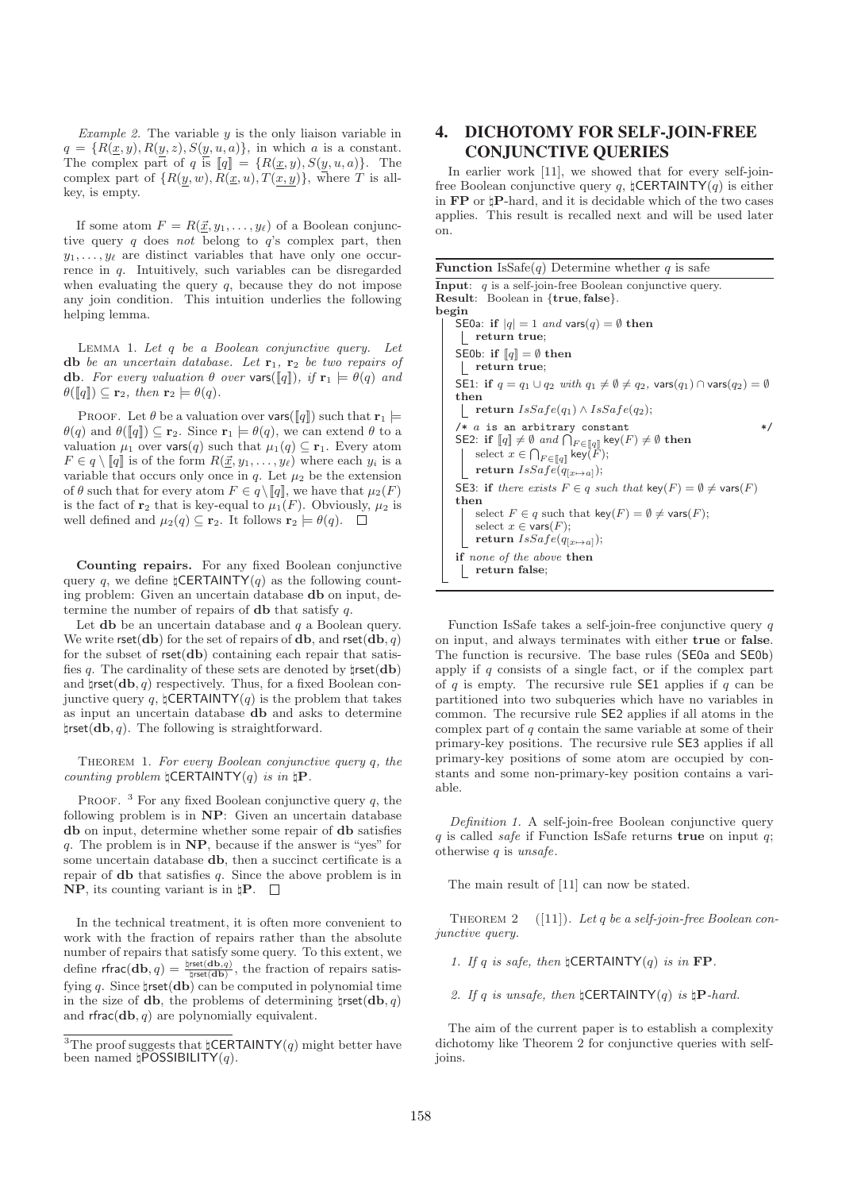*Example 2.* The variable $y$ is the only liaison variable in $q = \{R(\underline{x}, y), R(\underline{y}, z), S(\underline{y}, u, a)\}$, in which $a$ is a constant. The complex part of $q$ is $[\![q]\!] = \{R(\underline{x}, y), S(\underline{y}, u, a)\}$. The complex part of $\{R(\underline{y}, w), R(\underline{x}, u), T(\underline{x}, \underline{y})\}$, where $T$ is all-key, is empty.

If some atom $F = R(\underline{\vec{x}}, y_1, \dots, y_\ell)$ of a Boolean conjunctive query $q$ does *not* belong to $q$'s complex part, then $y_1, \dots, y_\ell$ are distinct variables that have only one occurrence in $q$. Intuitively, such variables can be disregarded when evaluating the query $q$, because they do not impose any join condition. This intuition underlies the following helping lemma.

LEMMA 1. *Let $q$ be a Boolean conjunctive query. Let $\mathbf{db}$ be an uncertain database. Let $\mathbf{r}_1$, $\mathbf{r}_2$ be two repairs of $\mathbf{db}$. For every valuation $\theta$ over $\mathsf{vars}([\![q]\!])$, if $\mathbf{r}_1 \models \theta(q)$ and $\theta([\![q]\!]) \subseteq \mathbf{r}_2$, then $\mathbf{r}_2 \models \theta(q)$.*

PROOF. Let $\theta$ be a valuation over $\mathsf{vars}([\![q]\!])$ such that $\mathbf{r}_1 \models \theta(q)$ and $\theta([\![q]\!]) \subseteq \mathbf{r}_2$. Since $\mathbf{r}_1 \models \theta(q)$, we can extend $\theta$ to a valuation $\mu_1$ over $\mathsf{vars}(q)$ such that $\mu_1(q) \subseteq \mathbf{r}_1$. Every atom $F \in q \setminus [\![q]\!]$ is of the form $R(\underline{\vec{x}}, y_1, \dots, y_\ell)$ where each $y_i$ is a variable that occurs only once in $q$. Let $\mu_2$ be the extension of $\theta$ such that for every atom $F \in q \setminus [\![q]\!]$, we have that $\mu_2(F)$ is the fact of $\mathbf{r}_2$ that is key-equal to $\mu_1(F)$. Obviously, $\mu_2$ is well defined and $\mu_2(q) \subseteq \mathbf{r}_2$. It follows $\mathbf{r}_2 \models \theta(q)$. $\square$

**Counting repairs.** For any fixed Boolean conjunctive query $q$, we define $\natural\mathsf{CERTAINTY}(q)$ as the following counting problem: Given an uncertain database $\mathbf{db}$ on input, determine the number of repairs of $\mathbf{db}$ that satisfy $q$.

Let $\mathbf{db}$ be an uncertain database and $q$ a Boolean query. We write $\mathsf{rset}(\mathbf{db})$ for the set of repairs of $\mathbf{db}$, and $\mathsf{rset}(\mathbf{db}, q)$ for the subset of $\mathsf{rset}(\mathbf{db})$ containing each repair that satisfies $q$. The cardinality of these sets are denoted by $\natural\mathsf{rset}(\mathbf{db})$ and $\natural\mathsf{rset}(\mathbf{db}, q)$ respectively. Thus, for a fixed Boolean conjunctive query $q$, $\natural\mathsf{CERTAINTY}(q)$ is the problem that takes as input an uncertain database $\mathbf{db}$ and asks to determine $\natural\mathsf{rset}(\mathbf{db}, q)$. The following is straightforward.

THEOREM 1. *For every Boolean conjunctive query $q$, the counting problem $\natural\mathsf{CERTAINTY}(q)$ is in $\natural\mathbf{P}$.*

PROOF. [3] For any fixed Boolean conjunctive query $q$, the following problem is in $\mathbf{NP}$: Given an uncertain database $\mathbf{db}$ on input, determine whether some repair of $\mathbf{db}$ satisfies $q$. The problem is in $\mathbf{NP}$, because if the answer is "yes" for some uncertain database $\mathbf{db}$, then a succinct certificate is a repair of $\mathbf{db}$ that satisfies $q$. Since the above problem is in $\mathbf{NP}$, its counting variant is in $\natural\mathbf{P}$. $\square$

In the technical treatment, it is often more convenient to work with the fraction of repairs rather than the absolute number of repairs that satisfy some query. To this extent, we define $\mathsf{rfrac}(\mathbf{db}, q) = \frac{\natural\mathsf{rset}(\mathbf{db}, q)}{\natural\mathsf{rset}(\mathbf{db})}$, the fraction of repairs satisfying $q$. Since $\natural\mathsf{rset}(\mathbf{db})$ can be computed in polynomial time in the size of $\mathbf{db}$, the problems of determining $\natural\mathsf{rset}(\mathbf{db}, q)$ and $\mathsf{rfrac}(\mathbf{db}, q)$ are polynomially equivalent.

[3] The proof suggests that $\natural\mathsf{CERTAINTY}(q)$ might better have been named $\natural\mathsf{POSSIBILITY}(q)$.

## 4. DICHOTOMY FOR SELF-JOIN-FREE CONJUNCTIVE QUERIES

In earlier work [11], we showed that for every self-join-free Boolean conjunctive query $q$, $\natural\mathsf{CERTAINTY}(q)$ is either in $\mathbf{FP}$ or $\natural\mathbf{P}$-hard, and it is decidable which of the two cases applies. This result is recalled next and will be used later on.

```
Function IsSafe(q) Determine whether q is safe
Input: q is a self-join-free Boolean conjunctive query.
Result: Boolean in {true, false}.
begin
    SE0a: if |q| = 1 and vars(q) = ∅ then
        return true;
    SE0b: if [[q]] = ∅ then
        return true;
    SE1: if q = q1 ∪ q2 with q1 ≠ ∅ ≠ q2, vars(q1) ∩ vars(q2) = ∅
    then
        return IsSafe(q1) ∧ IsSafe(q2);
    /* a is an arbitrary constant */
    SE2: if [[q]] ≠ ∅ and ⋂_{F∈[[q]]} key(F) ≠ ∅ then
        select x ∈ ⋂_{F∈[[q]]} key(F);
        return IsSafe(q[x↦a]);
    SE3: if there exists F ∈ q such that key(F) = ∅ ≠ vars(F)
    then
        select F ∈ q such that key(F) = ∅ ≠ vars(F);
        select x ∈ vars(F);
        return IsSafe(q[x↦a]);
    if none of the above then
        return false;
```

Function IsSafe takes a self-join-free conjunctive query $q$ on input, and always terminates with either **true** or **false**. The function is recursive. The base rules (SE0a and SE0b) apply if $q$ consists of a single fact, or if the complex part of $q$ is empty. The recursive rule SE1 applies if $q$ can be partitioned into two subqueries which have no variables in common. The recursive rule SE2 applies if all atoms in the complex part of $q$ contain the same variable at some of their primary-key positions. The recursive rule SE3 applies if all primary-key positions of some atom are occupied by constants and some non-primary-key position contains a variable.

*Definition 1.* A self-join-free Boolean conjunctive query $q$ is called *safe* if Function IsSafe returns **true** on input $q$; otherwise $q$ is *unsafe*.

The main result of [11] can now be stated.

THEOREM 2 ([11]). *Let $q$ be a self-join-free Boolean conjunctive query.*

1. *If $q$ is safe, then $\natural\mathsf{CERTAINTY}(q)$ is in $\mathbf{FP}$.*
2. *If $q$ is unsafe, then $\natural\mathsf{CERTAINTY}(q)$ is $\natural\mathbf{P}$-hard.*

The aim of the current paper is to establish a complexity dichotomy like Theorem 2 for conjunctive queries with self-joins.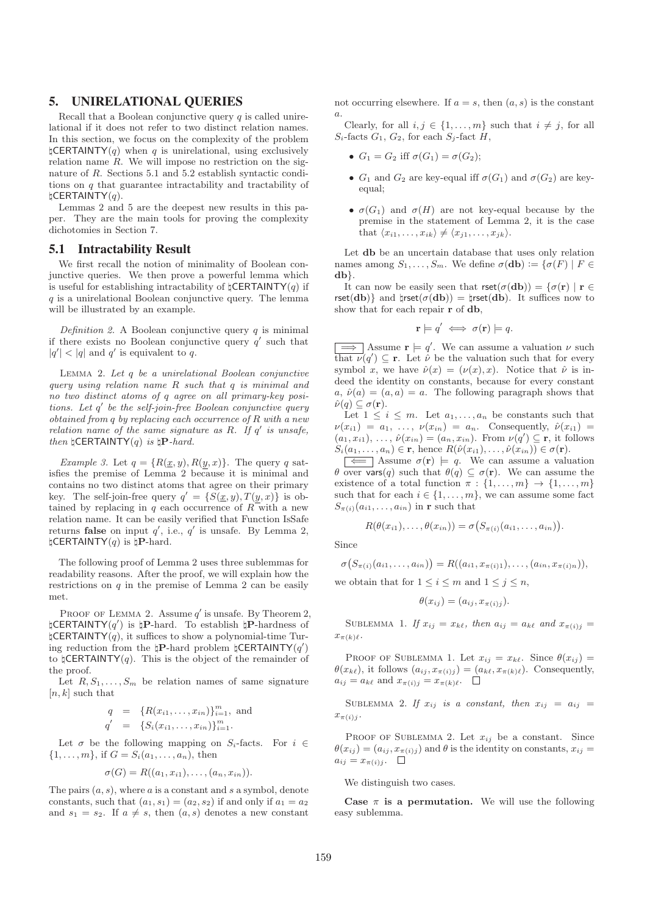## 5. UNIRELATIONAL QUERIES

Recall that a Boolean conjunctive query $q$ is called unirelational if it does not refer to two distinct relation names. In this section, we focus on the complexity of the problem $\natural$CERTAINTY($q$) when $q$ is unirelational, using exclusively relation name $R$. We will impose no restriction on the signature of $R$. Sections 5.1 and 5.2 establish syntactic conditions on $q$ that guarantee intractability and tractability of $\natural$CERTAINTY($q$).

Lemmas 2 and 5 are the deepest new results in this paper. They are the main tools for proving the complexity dichotomies in Section 7.

### 5.1 Intractability Result

We first recall the notion of minimality of Boolean conjunctive queries. We then prove a powerful lemma which is useful for establishing intractability of $\natural$CERTAINTY($q$) if $q$ is a unirelational Boolean conjunctive query. The lemma will be illustrated by an example.

*Definition 2.* A Boolean conjunctive query $q$ is minimal if there exists no Boolean conjunctive query $q'$ such that $|q'| < |q|$ and $q'$ is equivalent to $q$.

LEMMA 2. *Let $q$ be a unirelational Boolean conjunctive query using relation name $R$ such that $q$ is minimal and no two distinct atoms of $q$ agree on all primary-key positions. Let $q'$ be the self-join-free Boolean conjunctive query obtained from $q$ by replacing each occurrence of $R$ with a new relation name of the same signature as $R$. If $q'$ is unsafe, then $\natural$CERTAINTY($q$) is $\natural$**P**-hard.*

*Example 3.* Let $q = \{R(\underline{x}, y), R(\underline{y}, x)\}$. The query $q$ satisfies the premise of Lemma 2 because it is minimal and contains no two distinct atoms that agree on their primary key. The self-join-free query $q' = \{S(\underline{x}, y), T(\underline{y}, x)\}$ is obtained by replacing in $q$ each occurrence of $R$ with a new relation name. It can be easily verified that Function IsSafe returns **false** on input $q'$, i.e., $q'$ is unsafe. By Lemma 2, $\natural$CERTAINTY($q$) is $\natural$**P**-hard.

The following proof of Lemma 2 uses three sublemmas for readability reasons. After the proof, we will explain how the restrictions on $q$ in the premise of Lemma 2 can be easily met.

PROOF OF LEMMA 2. Assume $q'$ is unsafe. By Theorem 2, $\natural$CERTAINTY($q'$) is $\natural$**P**-hard. To establish $\natural$**P**-hardness of $\natural$CERTAINTY($q$), it suffices to show a polynomial-time Turing reduction from the $\natural$**P**-hard problem $\natural$CERTAINTY($q'$) to $\natural$CERTAINTY($q$). This is the object of the remainder of the proof.

Let $R, S_1, \dots, S_m$ be relation names of same signature $[n, k]$ such that

$$q = \{R(x_{i1}, \dots, x_{in})\}_{i=1}^{m}, \text{ and}$$
$$q' = \{S_i(x_{i1}, \dots, x_{in})\}_{i=1}^{m}.$$

Let $\sigma$ be the following mapping on $S_i$-facts. For $i \in \{1, \dots, m\}$, if $G = S_i(a_1, \dots, a_n)$, then

$$\sigma(G) = R((a_1, x_{i1}), \dots, (a_n, x_{in})).$$

The pairs $(a, s)$, where $a$ is a constant and $s$ a symbol, denote constants, such that $(a_1, s_1) = (a_2, s_2)$ if and only if $a_1 = a_2$ and $s_1 = s_2$. If $a \neq s$, then $(a, s)$ denotes a new constant not occurring elsewhere. If $a = s$, then $(a, s)$ is the constant $a$.

Clearly, for all $i, j \in \{1, \dots, m\}$ such that $i \neq j$, for all $S_i$-facts $G_1$, $G_2$, for each $S_j$-fact $H$,

- $G_1 = G_2$ iff $\sigma(G_1) = \sigma(G_2)$;
- $G_1$ and $G_2$ are key-equal iff $\sigma(G_1)$ and $\sigma(G_2)$ are key-equal;
- $\sigma(G_1)$ and $\sigma(H)$ are not key-equal because by the premise in the statement of Lemma 2, it is the case that $\langle x_{i1}, \dots, x_{ik}\rangle \neq \langle x_{j1}, \dots, x_{jk}\rangle$.

Let **db** be an uncertain database that uses only relation names among $S_1, \dots, S_m$. We define $\sigma(\mathbf{db}) := \{\sigma(F) \mid F \in \mathbf{db}\}$.

It can now be easily seen that $\mathsf{rset}(\sigma(\mathbf{db})) = \{\sigma(\mathbf{r}) \mid \mathbf{r} \in \mathsf{rset}(\mathbf{db})\}$ and $\natural\mathsf{rset}(\sigma(\mathbf{db})) = \natural\mathsf{rset}(\mathbf{db})$. It suffices now to show that for each repair $\mathbf{r}$ of **db**,

$$\mathbf{r} \models q' \iff \sigma(\mathbf{r}) \models q.$$

$\boxed{\implies}$ Assume $\mathbf{r} \models q'$. We can assume a valuation $\nu$ such that $\nu(q') \subseteq \mathbf{r}$. Let $\hat{\nu}$ be the valuation such that for every symbol $x$, we have $\hat{\nu}(x) = (\nu(x), x)$. Notice that $\hat{\nu}$ is indeed the identity on constants, because for every constant $a$, $\hat{\nu}(a) = (a, a) = a$. The following paragraph shows that $\hat{\nu}(q) \subseteq \sigma(\mathbf{r})$.

Let $1 \leq i \leq m$. Let $a_1, \dots, a_n$ be constants such that $\nu(x_{i1}) = a_1, \dots, \nu(x_{in}) = a_n$. Consequently, $\hat{\nu}(x_{i1}) = (a_1, x_{i1}), \dots, \hat{\nu}(x_{in}) = (a_n, x_{in})$. From $\nu(q') \subseteq \mathbf{r}$, it follows $S_i(a_1, \dots, a_n) \in \mathbf{r}$, hence $R(\hat{\nu}(x_{i1}), \dots, \hat{\nu}(x_{in})) \in \sigma(\mathbf{r})$.

$\boxed{\impliedby}$ Assume $\sigma(\mathbf{r}) \models q$. We can assume a valuation $\theta$ over $\mathsf{vars}(q)$ such that $\theta(q) \subseteq \sigma(\mathbf{r})$. We can assume the existence of a total function $\pi : \{1, \dots, m\} \to \{1, \dots, m\}$ such that for each $i \in \{1, \dots, m\}$, we can assume some fact $S_{\pi(i)}(a_{i1}, \dots, a_{in})$ in $\mathbf{r}$ such that

$$R(\theta(x_{i1}), \dots, \theta(x_{in})) = \sigma\big(S_{\pi(i)}(a_{i1}, \dots, a_{in})\big).$$

Since

$$\sigma\big(S_{\pi(i)}(a_{i1}, \dots, a_{in})\big) = R((a_{i1}, x_{\pi(i)1}), \dots, (a_{in}, x_{\pi(i)n})),$$

we obtain that for $1 \leq i \leq m$ and $1 \leq j \leq n$,

$$\theta(x_{ij}) = (a_{ij}, x_{\pi(i)j}).$$

SUBLEMMA 1. *If $x_{ij} = x_{k\ell}$, then $a_{ij} = a_{k\ell}$ and $x_{\pi(i)j} = x_{\pi(k)\ell}$.*

PROOF OF SUBLEMMA 1. Let $x_{ij} = x_{k\ell}$. Since $\theta(x_{ij}) = \theta(x_{k\ell})$, it follows $(a_{ij}, x_{\pi(i)j}) = (a_{k\ell}, x_{\pi(k)\ell})$. Consequently, $a_{ij} = a_{k\ell}$ and $x_{\pi(i)j} = x_{\pi(k)\ell}$. $\square$

SUBLEMMA 2. *If $x_{ij}$ is a constant, then $x_{ij} = a_{ij} = x_{\pi(i)j}$.*

PROOF OF SUBLEMMA 2. Let $x_{ij}$ be a constant. Since $\theta(x_{ij}) = (a_{ij}, x_{\pi(i)j})$ and $\theta$ is the identity on constants, $x_{ij} = a_{ij} = x_{\pi(i)j}$. $\square$

We distinguish two cases.

**Case $\pi$ is a permutation.** We will use the following easy sublemma.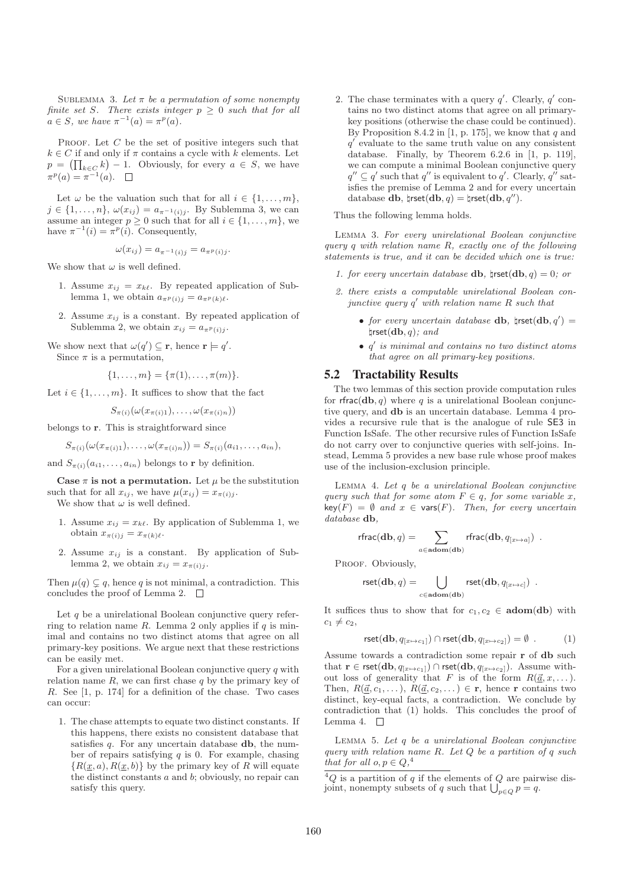SUBLEMMA 3. *Let $\pi$ be a permutation of some nonempty finite set $S$. There exists integer $p \geq 0$ such that for all $a \in S$, we have $\pi^{-1}(a) = \pi^p(a)$.*

PROOF. Let $C$ be the set of positive integers such that $k \in C$ if and only if $\pi$ contains a cycle with $k$ elements. Let $p = \left(\prod_{k \in C} k\right) - 1$. Obviously, for every $a \in S$, we have $\pi^p(a) = \pi^{-1}(a)$. $\square$

Let $\omega$ be the valuation such that for all $i \in \{1, \ldots, m\}$, $j \in \{1, \ldots, n\}$, $\omega(x_{ij}) = a_{\pi^{-1}(i)j}$. By Sublemma 3, we can assume an integer $p \geq 0$ such that for all $i \in \{1, \ldots, m\}$, we have $\pi^{-1}(i) = \pi^p(i)$. Consequently,

$$\omega(x_{ij}) = a_{\pi^{-1}(i)j} = a_{\pi^p(i)j}.$$

We show that $\omega$ is well defined.

1. Assume $x_{ij} = x_{k\ell}$. By repeated application of Sublemma 1, we obtain $a_{\pi^p(i)j} = a_{\pi^p(k)\ell}$.
2. Assume $x_{ij}$ is a constant. By repeated application of Sublemma 2, we obtain $x_{ij} = a_{\pi^p(i)j}$.

We show next that $\omega(q') \subseteq \mathbf{r}$, hence $\mathbf{r} \models q'$.

Since $\pi$ is a permutation,

$$\{1, \ldots, m\} = \{\pi(1), \ldots, \pi(m)\}.$$

Let $i \in \{1, \ldots, m\}$. It suffices to show that the fact

$$S_{\pi(i)}(\omega(x_{\pi(i)1}), \ldots, \omega(x_{\pi(i)n}))$$

belongs to $\mathbf{r}$. This is straightforward since

$$S_{\pi(i)}(\omega(x_{\pi(i)1}), \ldots, \omega(x_{\pi(i)n})) = S_{\pi(i)}(a_{i1}, \ldots, a_{in}),$$

and $S_{\pi(i)}(a_{i1}, \ldots, a_{in})$ belongs to $\mathbf{r}$ by definition.

**Case $\pi$ is not a permutation.** Let $\mu$ be the substitution such that for all $x_{ij}$, we have $\mu(x_{ij}) = x_{\pi(i)j}$.

We show that $\omega$ is well defined.

1. Assume $x_{ij} = x_{k\ell}$. By application of Sublemma 1, we obtain $x_{\pi(i)j} = x_{\pi(k)\ell}$.
2. Assume $x_{ij}$ is a constant. By application of Sublemma 2, we obtain $x_{ij} = x_{\pi(i)j}$.

Then $\mu(q) \subsetneq q$, hence $q$ is not minimal, a contradiction. This concludes the proof of Lemma 2. $\square$

Let $q$ be a unirelational Boolean conjunctive query referring to relation name $R$. Lemma 2 only applies if $q$ is minimal and contains no two distinct atoms that agree on all primary-key positions. We argue next that these restrictions can be easily met.

For a given unirelational Boolean conjunctive query $q$ with relation name $R$, we can first chase $q$ by the primary key of $R$. See [1, p. 174] for a definition of the chase. Two cases can occur:

1. The chase attempts to equate two distinct constants. If this happens, there exists no consistent database that satisfies $q$. For any uncertain database $\mathbf{db}$, the number of repairs satisfying $q$ is 0. For example, chasing $\{R(\underline{x}, a), R(\underline{x}, b)\}$ by the primary key of $R$ will equate the distinct constants $a$ and $b$; obviously, no repair can satisfy this query.
2. The chase terminates with a query $q'$. Clearly, $q'$ contains no two distinct atoms that agree on all primary-key positions (otherwise the chase could be continued). By Proposition 8.4.2 in [1, p. 175], we know that $q$ and $q'$ evaluate to the same truth value on any consistent database. Finally, by Theorem 6.2.6 in [1, p. 119], we can compute a minimal Boolean conjunctive query $q'' \subseteq q'$ such that $q''$ is equivalent to $q'$. Clearly, $q''$ satisfies the premise of Lemma 2 and for every uncertain database $\mathbf{db}$, $\natural\mathsf{rset}(\mathbf{db}, q) = \natural\mathsf{rset}(\mathbf{db}, q'')$.

Thus the following lemma holds.

LEMMA 3. *For every unirelational Boolean conjunctive query $q$ with relation name $R$, exactly one of the following statements is true, and it can be decided which one is true:*

1. *for every uncertain database $\mathbf{db}$, $\natural\mathsf{rset}(\mathbf{db}, q) = 0$; or*
2. *there exists a computable unirelational Boolean conjunctive query $q'$ with relation name $R$ such that*
   - *for every uncertain database $\mathbf{db}$, $\natural\mathsf{rset}(\mathbf{db}, q') = \natural\mathsf{rset}(\mathbf{db}, q)$; and*
   - *$q'$ is minimal and contains no two distinct atoms that agree on all primary-key positions.*

## 5.2 Tractability Results

The two lemmas of this section provide computation rules for $\mathsf{rfrac}(\mathbf{db}, q)$ where $q$ is a unirelational Boolean conjunctive query, and $\mathbf{db}$ is an uncertain database. Lemma 4 provides a recursive rule that is the analogue of rule SE3 in Function IsSafe. The other recursive rules of Function IsSafe do not carry over to conjunctive queries with self-joins. Instead, Lemma 5 provides a new base rule whose proof makes use of the inclusion-exclusion principle.

LEMMA 4. *Let $q$ be a unirelational Boolean conjunctive query such that for some atom $F \in q$, for some variable $x$, $\mathsf{key}(F) = \emptyset$ and $x \in \mathsf{vars}(F)$. Then, for every uncertain database $\mathbf{db}$,*

$$\mathsf{rfrac}(\mathbf{db}, q) = \sum_{a \in \mathbf{adom}(\mathbf{db})} \mathsf{rfrac}(\mathbf{db}, q_{[x \mapsto a]}) \ .$$

PROOF. Obviously,

$$\mathsf{rset}(\mathbf{db}, q) = \bigcup_{c \in \mathbf{adom}(\mathbf{db})} \mathsf{rset}(\mathbf{db}, q_{[x \mapsto c]}) \ .$$

It suffices thus to show that for $c_1, c_2 \in \mathbf{adom}(\mathbf{db})$ with $c_1 \neq c_2$,

$$\mathsf{rset}(\mathbf{db}, q_{[x \mapsto c_1]}) \cap \mathsf{rset}(\mathbf{db}, q_{[x \mapsto c_2]}) = \emptyset \ . \tag{1}$$

Assume towards a contradiction some repair $\mathbf{r}$ of $\mathbf{db}$ such that $\mathbf{r} \in \mathsf{rset}(\mathbf{db}, q_{[x \mapsto c_1]}) \cap \mathsf{rset}(\mathbf{db}, q_{[x \mapsto c_2]})$. Assume without loss of generality that $F$ is of the form $R(\underline{\vec{a}}, x, \ldots)$. Then, $R(\underline{\vec{a}}, c_1, \ldots)$, $R(\underline{\vec{a}}, c_2, \ldots) \in \mathbf{r}$, hence $\mathbf{r}$ contains two distinct, key-equal facts, a contradiction. We conclude by contradiction that (1) holds. This concludes the proof of Lemma 4. $\square$

LEMMA 5. *Let $q$ be a unirelational Boolean conjunctive query with relation name $R$. Let $Q$ be a partition of $q$ such that for all $o, p \in Q$,*[4]

[4] $Q$ is a partition of $q$ if the elements of $Q$ are pairwise disjoint, nonempty subsets of $q$ such that $\bigcup_{p \in Q} p = q$.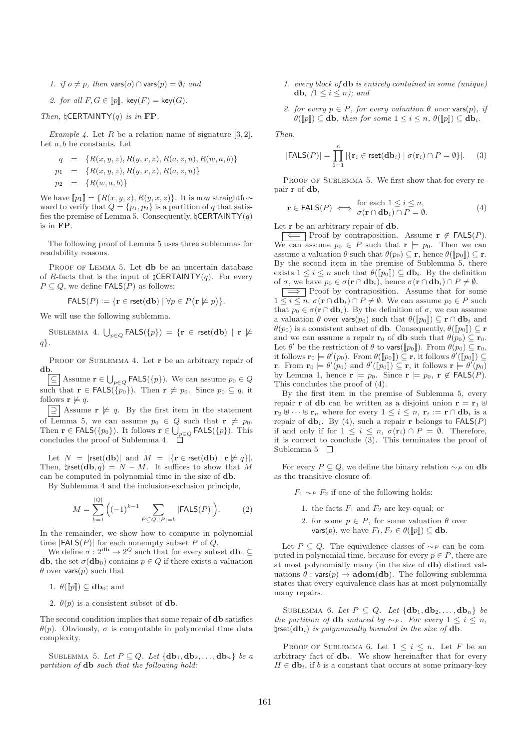1. *if $o \neq p$, then $\mathsf{vars}(o) \cap \mathsf{vars}(p) = \emptyset$; and*

2. *for all $F, G \in [\![p]\!]$, $\mathsf{key}(F) = \mathsf{key}(G)$.*

*Then, $\natural\mathsf{CERTAINTY}(q)$ is in* $\mathbf{FP}$.

*Example 4.* Let $R$ be a relation name of signature $[3, 2]$. Let $a, b$ be constants. Let

$$
\begin{aligned}
q &= \{R(\underline{x, y}, z), R(\underline{y, x}, z), R(\underline{a, z}, u), R(\underline{w, a}, b)\} \\
p_1 &= \{R(\underline{x, y}, z), R(\underline{y, x}, z), R(\underline{a, z}, u)\} \\
p_2 &= \{R(\underline{w, a}, b)\}
\end{aligned}
$$

We have $[\![p_1]\!] = \{R(\underline{x, y}, z), R(\underline{y, x}, z)\}$. It is now straightforward to verify that $Q = \{p_1, p_2\}$ is a partition of $q$ that satisfies the premise of Lemma 5. Consequently, $\natural\mathsf{CERTAINTY}(q)$ is in $\mathbf{FP}$.

The following proof of Lemma 5 uses three sublemmas for readability reasons.

PROOF OF LEMMA 5. Let $\mathbf{db}$ be an uncertain database of $R$-facts that is the input of $\natural\mathsf{CERTAINTY}(q)$. For every $P \subseteq Q$, we define $\mathsf{FALS}(P)$ as follows:

$$\mathsf{FALS}(P) := \{\mathbf{r} \in \mathsf{rset}(\mathbf{db}) \mid \forall p \in P\big(\mathbf{r} \not\models p\big)\}.$$

We will use the following sublemma.

SUBLEMMA 4. $\bigcup_{p \in Q} \mathsf{FALS}(\{p\}) = \{\mathbf{r} \in \mathsf{rset}(\mathbf{db}) \mid \mathbf{r} \not\models q\}$.

PROOF OF SUBLEMMA 4. Let $\mathbf{r}$ be an arbitrary repair of $\mathbf{db}$.

$\boxed{\subseteq}$ Assume $\mathbf{r} \in \bigcup_{p \in Q} \mathsf{FALS}(\{p\})$. We can assume $p_0 \in Q$ such that $\mathbf{r} \in \mathsf{FALS}(\{p_0\})$. Then $\mathbf{r} \not\models p_0$. Since $p_0 \subseteq q$, it follows $\mathbf{r} \not\models q$.

$\boxed{\supseteq}$ Assume $\mathbf{r} \not\models q$. By the first item in the statement of Lemma 5, we can assume $p_0 \in Q$ such that $\mathbf{r} \not\models p_0$. Then $\mathbf{r} \in \mathsf{FALS}(\{p_0\})$. It follows $\mathbf{r} \in \bigcup_{p \in Q} \mathsf{FALS}(\{p\})$. This concludes the proof of Sublemma 4. $\square$

Let $N = |\mathsf{rset}(\mathbf{db})|$ and $M = |\{\mathbf{r} \in \mathsf{rset}(\mathbf{db}) \mid \mathbf{r} \not\models q\}|$. Then, $\natural\mathsf{rset}(\mathbf{db}, q) = N - M$. It suffices to show that $M$ can be computed in polynomial time in the size of $\mathbf{db}$.

By Sublemma 4 and the inclusion-exclusion principle,

$$M = \sum_{k=1}^{|Q|} \Big((-1)^{k-1} \sum_{P \subseteq Q, |P| = k} |\mathsf{FALS}(P)|\Big). \tag{2}$$

In the remainder, we show how to compute in polynomial time $|\mathsf{FALS}(P)|$ for each nonempty subset $P$ of $Q$.

We define $\sigma : 2^{\mathbf{db}} \to 2^{Q}$ such that for every subset $\mathbf{db}_0 \subseteq \mathbf{db}$, the set $\sigma(\mathbf{db}_0)$ contains $p \in Q$ if there exists a valuation $\theta$ over $\mathsf{vars}(p)$ such that

1. $\theta([\![p]\!]) \subseteq \mathbf{db}_0$; and

2. $\theta(p)$ is a consistent subset of $\mathbf{db}$.

The second condition implies that some repair of $\mathbf{db}$ satisfies $\theta(p)$. Obviously, $\sigma$ is computable in polynomial time data complexity.

SUBLEMMA 5. *Let $P \subseteq Q$. Let $\{\mathbf{db}_1, \mathbf{db}_2, \ldots, \mathbf{db}_n\}$ be a partition of $\mathbf{db}$ such that the following hold:*

1. *every block of $\mathbf{db}$ is entirely contained in some (unique) $\mathbf{db}_i$ $(1 \leq i \leq n)$; and*

2. *for every $p \in P$, for every valuation $\theta$ over $\mathsf{vars}(p)$, if $\theta([\![p]\!]) \subseteq \mathbf{db}$, then for some $1 \leq i \leq n$, $\theta([\![p]\!]) \subseteq \mathbf{db}_i$.*

*Then,*

$$|\mathsf{FALS}(P)| = \prod_{1=1}^{n} |\{\mathbf{r}_i \in \mathsf{rset}(\mathbf{db}_i) \mid \sigma(\mathbf{r}_i) \cap P = \emptyset\}|. \tag{3}$$

PROOF OF SUBLEMMA 5. We first show that for every repair $\mathbf{r}$ of $\mathbf{db}$,

$$\mathbf{r} \in \mathsf{FALS}(P) \iff \begin{array}{l}\text{for each } 1 \leq i \leq n, \\ \sigma(\mathbf{r} \cap \mathbf{db}_i) \cap P = \emptyset.\end{array} \tag{4}$$

Let $\mathbf{r}$ be an arbitrary repair of $\mathbf{db}$.

$\boxed{\Longleftarrow}$ Proof by contraposition. Assume $\mathbf{r} \notin \mathsf{FALS}(P)$. We can assume $p_0 \in P$ such that $\mathbf{r} \models p_0$. Then we can assume a valuation $\theta$ such that $\theta(p_0) \subseteq \mathbf{r}$, hence $\theta([\![p_0]\!]) \subseteq \mathbf{r}$. By the second item in the premise of Sublemma 5, there exists $1 \leq i \leq n$ such that $\theta([\![p_0]\!]) \subseteq \mathbf{db}_i$. By the definition of $\sigma$, we have $p_0 \in \sigma(\mathbf{r} \cap \mathbf{db}_i)$, hence $\sigma(\mathbf{r} \cap \mathbf{db}_i) \cap P \neq \emptyset$.

$\boxed{\Longrightarrow}$ Proof by contraposition. Assume that for some $1 \leq i \leq n$, $\sigma(\mathbf{r} \cap \mathbf{db}_i) \cap P \neq \emptyset$. We can assume $p_0 \in P$ such that $p_0 \in \sigma(\mathbf{r} \cap \mathbf{db}_i)$. By the definition of $\sigma$, we can assume a valuation $\theta$ over $\mathsf{vars}(p_0)$ such that $\theta([\![p_0]\!]) \subseteq \mathbf{r} \cap \mathbf{db}_i$ and $\theta(p_0)$ is a consistent subset of $\mathbf{db}$. Consequently, $\theta([\![p_0]\!]) \subseteq \mathbf{r}$ and we can assume a repair $\mathbf{r}_0$ of $\mathbf{db}$ such that $\theta(p_0) \subseteq \mathbf{r}_0$. Let $\theta'$ be the restriction of $\theta$ to $\mathsf{vars}([\![p_0]\!])$. From $\theta(p_0) \subseteq \mathbf{r}_0$, it follows $\mathbf{r}_0 \models \theta'(p_0)$. From $\theta([\![p_0]\!]) \subseteq \mathbf{r}$, it follows $\theta'([\![p_0]\!]) \subseteq \mathbf{r}$. From $\mathbf{r}_0 \models \theta'(p_0)$ and $\theta'([\![p_0]\!]) \subseteq \mathbf{r}$, it follows $\mathbf{r} \models \theta'(p_0)$ by Lemma 1, hence $\mathbf{r} \models p_0$. Since $\mathbf{r} \models p_0$, $\mathbf{r} \notin \mathsf{FALS}(P)$. This concludes the proof of (4).

By the first item in the premise of Sublemma 5, every repair $\mathbf{r}$ of $\mathbf{db}$ can be written as a disjoint union $\mathbf{r} = \mathbf{r}_1 \uplus \mathbf{r}_2 \uplus \cdots \uplus \mathbf{r}_n$ where for every $1 \leq i \leq n$, $\mathbf{r}_i := \mathbf{r} \cap \mathbf{db}_i$ is a repair of $\mathbf{db}_i$. By (4), such a repair $\mathbf{r}$ belongs to $\mathsf{FALS}(P)$ if and only if for $1 \leq i \leq n$, $\sigma(\mathbf{r}_i) \cap P = \emptyset$. Therefore, it is correct to conclude (3). This terminates the proof of Sublemma 5 $\square$

For every $P \subseteq Q$, we define the binary relation $\sim_P$ on $\mathbf{db}$ as the transitive closure of:

$F_1 \sim_P F_2$ if one of the following holds:

1. the facts $F_1$ and $F_2$ are key-equal; or

2. for some $p \in P$, for some valuation $\theta$ over $\mathsf{vars}(p)$, we have $F_1, F_2 \in \theta([\![p]\!]) \subseteq \mathbf{db}$.

Let $P \subseteq Q$. The equivalence classes of $\sim_P$ can be computed in polynomial time, because for every $p \in P$, there are at most polynomially many (in the size of $\mathbf{db}$) distinct valuations $\theta : \mathsf{vars}(p) \to \mathbf{adom}(\mathbf{db})$. The following sublemma states that every equivalence class has at most polynomially many repairs.

SUBLEMMA 6. *Let $P \subseteq Q$. Let $\{\mathbf{db}_1, \mathbf{db}_2, \ldots, \mathbf{db}_n\}$ be the partition of $\mathbf{db}$ induced by $\sim_P$. For every $1 \leq i \leq n$, $\natural\mathsf{rset}(\mathbf{db}_i)$ is polynomially bounded in the size of $\mathbf{db}$.*

PROOF OF SUBLEMMA 6. Let $1 \leq i \leq n$. Let $F$ be an arbitrary fact of $\mathbf{db}_i$. We show hereinafter that for every $H \in \mathbf{db}_i$, if $b$ is a constant that occurs at some primary-key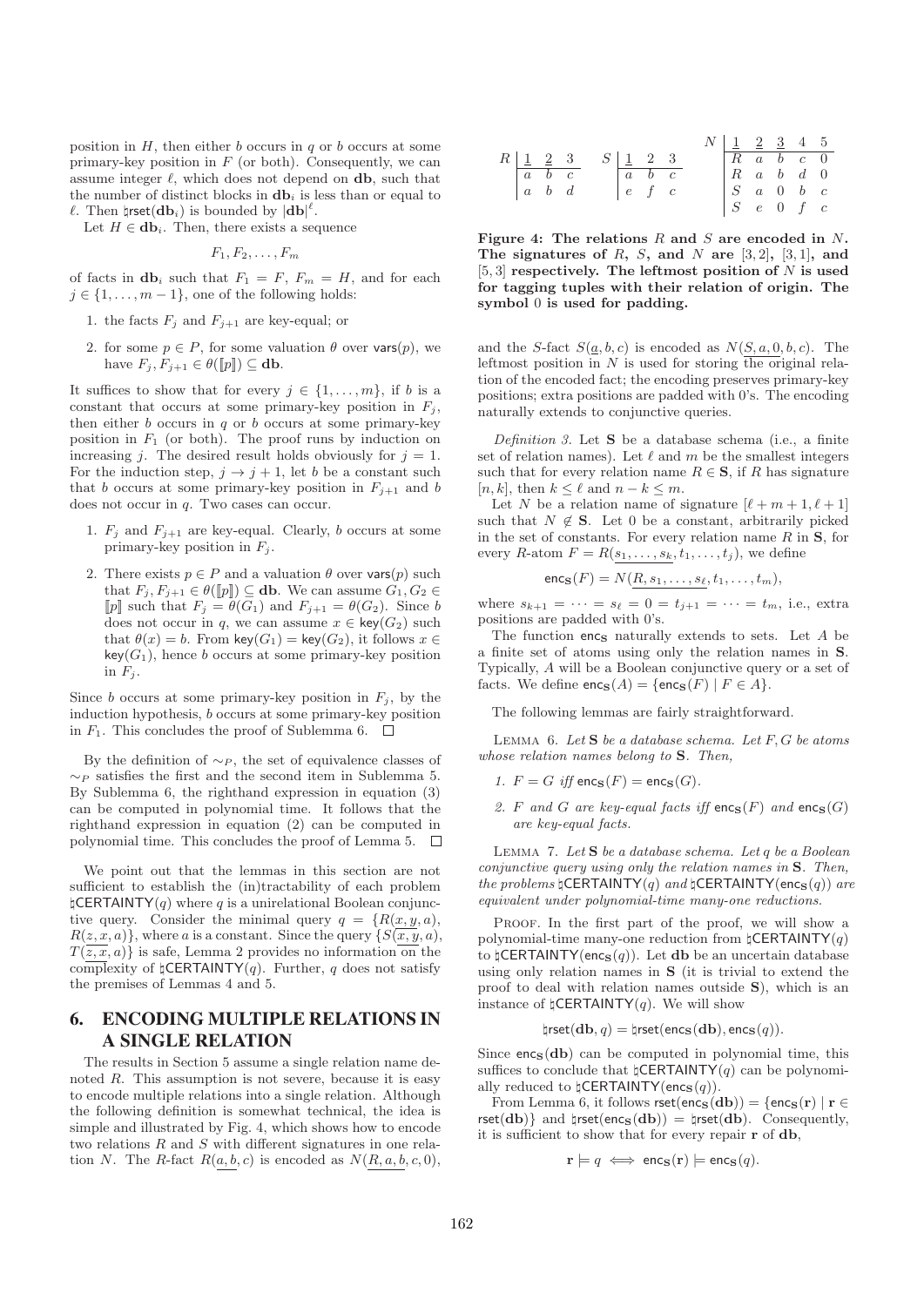position in $H$, then either $b$ occurs in $q$ or $b$ occurs at some primary-key position in $F$ (or both). Consequently, we can assume integer $\ell$, which does not depend on $\mathbf{db}$, such that the number of distinct blocks in $\mathbf{db}_i$ is less than or equal to $\ell$. Then $\natural\text{rset}(\mathbf{db}_i)$ is bounded by $|\mathbf{db}|^\ell$.

Let $H \in \mathbf{db}_i$. Then, there exists a sequence

$$F_1, F_2, \ldots, F_m$$

of facts in $\mathbf{db}_i$ such that $F_1 = F$, $F_m = H$, and for each $j \in \{1, \ldots, m-1\}$, one of the following holds:

1. the facts $F_j$ and $F_{j+1}$ are key-equal; or
2. for some $p \in P$, for some valuation $\theta$ over $\text{vars}(p)$, we have $F_j, F_{j+1} \in \theta(\llbracket p \rrbracket) \subseteq \mathbf{db}$.

It suffices to show that for every $j \in \{1, \ldots, m\}$, if $b$ is a constant that occurs at some primary-key position in $F_j$, then either $b$ occurs in $q$ or $b$ occurs at some primary-key position in $F_1$ (or both). The proof runs by induction on increasing $j$. The desired result holds obviously for $j = 1$. For the induction step, $j \to j+1$, let $b$ be a constant such that $b$ occurs at some primary-key position in $F_{j+1}$ and $b$ does not occur in $q$. Two cases can occur.

1. $F_j$ and $F_{j+1}$ are key-equal. Clearly, $b$ occurs at some primary-key position in $F_j$.
2. There exists $p \in P$ and a valuation $\theta$ over $\text{vars}(p)$ such that $F_j, F_{j+1} \in \theta(\llbracket p \rrbracket) \subseteq \mathbf{db}$. We can assume $G_1, G_2 \in \llbracket p \rrbracket$ such that $F_j = \theta(G_1)$ and $F_{j+1} = \theta(G_2)$. Since $b$ does not occur in $q$, we can assume $x \in \text{key}(G_2)$ such that $\theta(x) = b$. From $\text{key}(G_1) = \text{key}(G_2)$, it follows $x \in \text{key}(G_1)$, hence $b$ occurs at some primary-key position in $F_j$.

Since $b$ occurs at some primary-key position in $F_j$, by the induction hypothesis, $b$ occurs at some primary-key position in $F_1$. This concludes the proof of Sublemma 6. □

By the definition of $\sim_P$, the set of equivalence classes of $\sim_P$ satisfies the first and the second item in Sublemma 5. By Sublemma 6, the righthand expression in equation (3) can be computed in polynomial time. It follows that the righthand expression in equation (2) can be computed in polynomial time. This concludes the proof of Lemma 5. □

We point out that the lemmas in this section are not sufficient to establish the (in)tractability of each problem $\natural\text{CERTAINTY}(q)$ where $q$ is a unirelational Boolean conjunctive query. Consider the minimal query $q = \{R(\underline{x, y}, a), R(\underline{z, x}, a)\}$, where $a$ is a constant. Since the query $\{S(\underline{x, y}, a), T(\underline{z, x}, a)\}$ is safe, Lemma 2 provides no information on the complexity of $\natural\text{CERTAINTY}(q)$. Further, $q$ does not satisfy the premises of Lemmas 4 and 5.

## 6. ENCODING MULTIPLE RELATIONS IN A SINGLE RELATION

The results in Section 5 assume a single relation name denoted $R$. This assumption is not severe, because it is easy to encode multiple relations into a single relation. Although the following definition is somewhat technical, the idea is simple and illustrated by Fig. 4, which shows how to encode two relations $R$ and $S$ with different signatures in one relation $N$. The $R$-fact $R(\underline{a, b}, c)$ is encoded as $N(\underline{R, a, b}, c, 0)$,

| $R$ | 1 | 2 | 3 |
|---|---|---|---|
| | $a$ | $b$ | $c$ |
| | $a$ | $b$ | $d$ |

| $S$ | 1 | 2 | 3 |
|---|---|---|---|
| | $a$ | $b$ | $c$ |
| | $e$ | $f$ | $c$ |

| $N$ | 1 | 2 | 3 | 4 | 5 |
|---|---|---|---|---|---|
| | $R$ | $a$ | $b$ | $c$ | 0 |
| | $R$ | $a$ | $b$ | $d$ | 0 |
| | $S$ | $a$ | 0 | $b$ | $c$ |
| | $S$ | $e$ | 0 | $f$ | $c$ |

**Figure 4: The relations $R$ and $S$ are encoded in $N$. The signatures of $R$, $S$, and $N$ are $[3, 2]$, $[3, 1]$, and $[5, 3]$ respectively. The leftmost position of $N$ is used for tagging tuples with their relation of origin. The symbol 0 is used for padding.**

and the $S$-fact $S(\underline{a}, b, c)$ is encoded as $N(\underline{S, a, 0}, b, c)$. The leftmost position in $N$ is used for storing the original relation of the encoded fact; the encoding preserves primary-key positions; extra positions are padded with 0's. The encoding naturally extends to conjunctive queries.

*Definition 3.* Let $\mathbf{S}$ be a database schema (i.e., a finite set of relation names). Let $\ell$ and $m$ be the smallest integers such that for every relation name $R \in \mathbf{S}$, if $R$ has signature $[n, k]$, then $k \leq \ell$ and $n - k \leq m$.

Let $N$ be a relation name of signature $[\ell + m + 1, \ell + 1]$ such that $N \notin \mathbf{S}$. Let 0 be a constant, arbitrarily picked in the set of constants. For every relation name $R$ in $\mathbf{S}$, for every $R$-atom $F = R(\underline{s_1, \ldots, s_k}, t_1, \ldots, t_j)$, we define

$$\text{enc}_{\mathbf{S}}(F) = N(\underline{R, s_1, \ldots, s_\ell}, t_1, \ldots, t_m),$$

where $s_{k+1} = \cdots = s_\ell = 0 = t_{j+1} = \cdots = t_m$, i.e., extra positions are padded with 0's.

The function $\text{enc}_{\mathbf{S}}$ naturally extends to sets. Let $A$ be a finite set of atoms using only the relation names in $\mathbf{S}$. Typically, $A$ will be a Boolean conjunctive query or a set of facts. We define $\text{enc}_{\mathbf{S}}(A) = \{\text{enc}_{\mathbf{S}}(F) \mid F \in A\}$.

The following lemmas are fairly straightforward.

Lemma 6. *Let $\mathbf{S}$ be a database schema. Let $F, G$ be atoms whose relation names belong to $\mathbf{S}$. Then,*

1. *$F = G$ iff $\text{enc}_{\mathbf{S}}(F) = \text{enc}_{\mathbf{S}}(G)$.*
2. *$F$ and $G$ are key-equal facts iff $\text{enc}_{\mathbf{S}}(F)$ and $\text{enc}_{\mathbf{S}}(G)$ are key-equal facts.*

Lemma 7. *Let $\mathbf{S}$ be a database schema. Let $q$ be a Boolean conjunctive query using only the relation names in $\mathbf{S}$. Then, the problems $\natural\text{CERTAINTY}(q)$ and $\natural\text{CERTAINTY}(\text{enc}_{\mathbf{S}}(q))$ are equivalent under polynomial-time many-one reductions.*

Proof. In the first part of the proof, we will show a polynomial-time many-one reduction from $\natural\text{CERTAINTY}(q)$ to $\natural\text{CERTAINTY}(\text{enc}_{\mathbf{S}}(q))$. Let $\mathbf{db}$ be an uncertain database using only relation names in $\mathbf{S}$ (it is trivial to extend the proof to deal with relation names outside $\mathbf{S}$), which is an instance of $\natural\text{CERTAINTY}(q)$. We will show

$$\natural\text{rset}(\mathbf{db}, q) = \natural\text{rset}(\text{enc}_{\mathbf{S}}(\mathbf{db}), \text{enc}_{\mathbf{S}}(q)).$$

Since $\text{enc}_{\mathbf{S}}(\mathbf{db})$ can be computed in polynomial time, this suffices to conclude that $\natural\text{CERTAINTY}(q)$ can be polynomially reduced to $\natural\text{CERTAINTY}(\text{enc}_{\mathbf{S}}(q))$.

From Lemma 6, it follows $\text{rset}(\text{enc}_{\mathbf{S}}(\mathbf{db})) = \{\text{enc}_{\mathbf{S}}(\mathbf{r}) \mid \mathbf{r} \in \text{rset}(\mathbf{db})\}$ and $\natural\text{rset}(\text{enc}_{\mathbf{S}}(\mathbf{db})) = \natural\text{rset}(\mathbf{db})$. Consequently, it is sufficient to show that for every repair $\mathbf{r}$ of $\mathbf{db}$,

$$\mathbf{r} \models q \iff \text{enc}_{\mathbf{S}}(\mathbf{r}) \models \text{enc}_{\mathbf{S}}(q).$$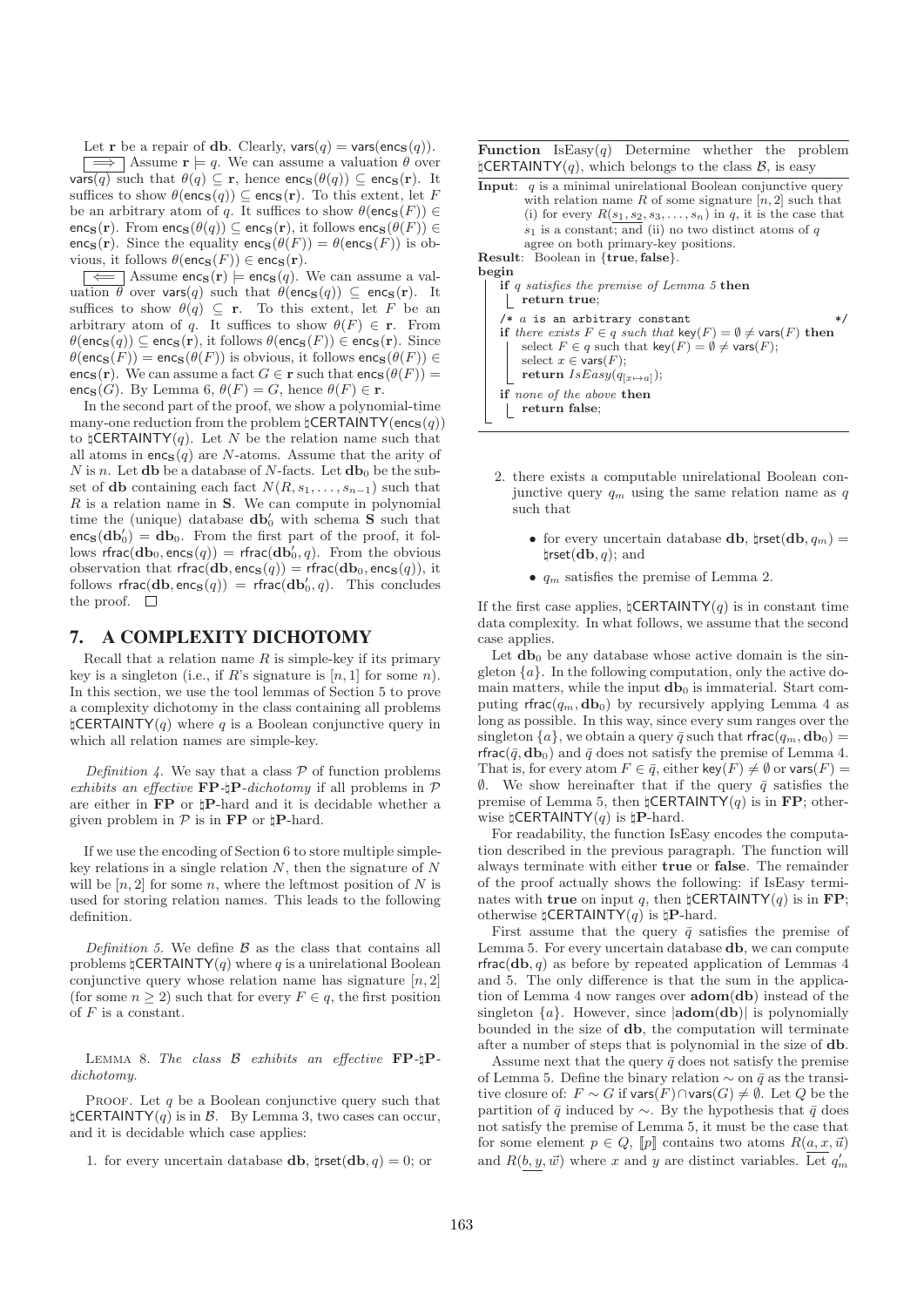Let $\mathbf{r}$ be a repair of $\mathbf{db}$. Clearly, $\mathsf{vars}(q) = \mathsf{vars}(\mathsf{enc}_{\mathbf{S}}(q))$.

$\boxed{\implies}$ Assume $\mathbf{r} \models q$. We can assume a valuation $\theta$ over $\mathsf{vars}(q)$ such that $\theta(q) \subseteq \mathbf{r}$, hence $\mathsf{enc}_{\mathbf{S}}(\theta(q)) \subseteq \mathsf{enc}_{\mathbf{S}}(\mathbf{r})$. It suffices to show $\theta(\mathsf{enc}_{\mathbf{S}}(q)) \subseteq \mathsf{enc}_{\mathbf{S}}(\mathbf{r})$. To this extent, let $F$ be an arbitrary atom of $q$. It suffices to show $\theta(\mathsf{enc}_{\mathbf{S}}(F)) \in \mathsf{enc}_{\mathbf{S}}(\mathbf{r})$. From $\mathsf{enc}_{\mathbf{S}}(\theta(q)) \subseteq \mathsf{enc}_{\mathbf{S}}(\mathbf{r})$, it follows $\mathsf{enc}_{\mathbf{S}}(\theta(F)) \in \mathsf{enc}_{\mathbf{S}}(\mathbf{r})$. Since the equality $\mathsf{enc}_{\mathbf{S}}(\theta(F)) = \theta(\mathsf{enc}_{\mathbf{S}}(F))$ is obvious, it follows $\theta(\mathsf{enc}_{\mathbf{S}}(F)) \in \mathsf{enc}_{\mathbf{S}}(\mathbf{r})$.

$\boxed{\impliedby}$ Assume $\mathsf{enc}_{\mathbf{S}}(\mathbf{r}) \models \mathsf{enc}_{\mathbf{S}}(q)$. We can assume a valuation $\theta$ over $\mathsf{vars}(q)$ such that $\theta(\mathsf{enc}_{\mathbf{S}}(q)) \subseteq \mathsf{enc}_{\mathbf{S}}(\mathbf{r})$. It suffices to show $\theta(q) \subseteq \mathbf{r}$. To this extent, let $F$ be an arbitrary atom of $q$. It suffices to show $\theta(F) \in \mathbf{r}$. From $\theta(\mathsf{enc}_{\mathbf{S}}(q)) \subseteq \mathsf{enc}_{\mathbf{S}}(\mathbf{r})$, it follows $\theta(\mathsf{enc}_{\mathbf{S}}(F)) \in \mathsf{enc}_{\mathbf{S}}(\mathbf{r})$. Since $\theta(\mathsf{enc}_{\mathbf{S}}(F)) = \mathsf{enc}_{\mathbf{S}}(\theta(F))$ is obvious, it follows $\mathsf{enc}_{\mathbf{S}}(\theta(F)) \in \mathsf{enc}_{\mathbf{S}}(\mathbf{r})$. We can assume a fact $G \in \mathbf{r}$ such that $\mathsf{enc}_{\mathbf{S}}(\theta(F)) = \mathsf{enc}_{\mathbf{S}}(G)$. By Lemma 6, $\theta(F) = G$, hence $\theta(F) \in \mathbf{r}$.

In the second part of the proof, we show a polynomial-time many-one reduction from the problem $\natural\mathsf{CERTAINTY}(\mathsf{enc}_{\mathbf{S}}(q))$ to $\natural\mathsf{CERTAINTY}(q)$. Let $N$ be the relation name such that all atoms in $\mathsf{enc}_{\mathbf{S}}(q)$ are $N$-atoms. Assume that the arity of $N$ is $n$. Let $\mathbf{db}$ be a database of $N$-facts. Let $\mathbf{db}_0$ be the subset of $\mathbf{db}$ containing each fact $N(R, s_1, \ldots, s_{n-1})$ such that $R$ is a relation name in $\mathbf{S}$. We can compute in polynomial time the (unique) database $\mathbf{db}_0'$ with schema $\mathbf{S}$ such that $\mathsf{enc}_{\mathbf{S}}(\mathbf{db}_0') = \mathbf{db}_0$. From the first part of the proof, it follows $\mathsf{rfrac}(\mathbf{db}_0, \mathsf{enc}_{\mathbf{S}}(q)) = \mathsf{rfrac}(\mathbf{db}_0', q)$. From the obvious observation that $\mathsf{rfrac}(\mathbf{db}, \mathsf{enc}_{\mathbf{S}}(q)) = \mathsf{rfrac}(\mathbf{db}_0, \mathsf{enc}_{\mathbf{S}}(q))$, it follows $\mathsf{rfrac}(\mathbf{db}, \mathsf{enc}_{\mathbf{S}}(q)) = \mathsf{rfrac}(\mathbf{db}_0', q)$. This concludes the proof. $\square$

## 7. A COMPLEXITY DICHOTOMY

Recall that a relation name $R$ is simple-key if its primary key is a singleton (i.e., if $R$'s signature is $[n, 1]$ for some $n$). In this section, we use the tool lemmas of Section 5 to prove a complexity dichotomy in the class containing all problems $\natural\mathsf{CERTAINTY}(q)$ where $q$ is a Boolean conjunctive query in which all relation names are simple-key.

*Definition 4.* We say that a class $\mathcal{P}$ of function problems *exhibits an effective* **FP**-$\natural$**P**-*dichotomy* if all problems in $\mathcal{P}$ are either in **FP** or $\natural$**P**-hard and it is decidable whether a given problem in $\mathcal{P}$ is in **FP** or $\natural$**P**-hard.

If we use the encoding of Section 6 to store multiple simple-key relations in a single relation $N$, then the signature of $N$ will be $[n, 2]$ for some $n$, where the leftmost position of $N$ is used for storing relation names. This leads to the following definition.

*Definition 5.* We define $\mathcal{B}$ as the class that contains all problems $\natural\mathsf{CERTAINTY}(q)$ where $q$ is a unirelational Boolean conjunctive query whose relation name has signature $[n, 2]$ (for some $n \geq 2$) such that for every $F \in q$, the first position of $F$ is a constant.

LEMMA 8. *The class $\mathcal{B}$ exhibits an effective* **FP**-$\natural$**P**-*dichotomy.*

PROOF. Let $q$ be a Boolean conjunctive query such that $\natural\mathsf{CERTAINTY}(q)$ is in $\mathcal{B}$. By Lemma 3, two cases can occur, and it is decidable which case applies:

1. for every uncertain database $\mathbf{db}$, $\natural\mathsf{rset}(\mathbf{db}, q) = 0$; or

2. there exists a computable unirelational Boolean conjunctive query $q_m$ using the same relation name as $q$ such that
   - for every uncertain database $\mathbf{db}$, $\natural\mathsf{rset}(\mathbf{db}, q_m) = \natural\mathsf{rset}(\mathbf{db}, q)$; and
   - $q_m$ satisfies the premise of Lemma 2.

If the first case applies, $\natural\mathsf{CERTAINTY}(q)$ is in constant time data complexity. In what follows, we assume that the second case applies.

Let $\mathbf{db}_0$ be any database whose active domain is the singleton $\{a\}$. In the following computation, only the active domain matters, while the input $\mathbf{db}_0$ is immaterial. Start computing $\mathsf{rfrac}(q_m, \mathbf{db}_0)$ by recursively applying Lemma 4 as long as possible. In this way, since every sum ranges over the singleton $\{a\}$, we obtain a query $\bar{q}$ such that $\mathsf{rfrac}(q_m, \mathbf{db}_0) = \mathsf{rfrac}(\bar{q}, \mathbf{db}_0)$ and $\bar{q}$ does not satisfy the premise of Lemma 4. That is, for every atom $F \in \bar{q}$, either $\mathsf{key}(F) \neq \emptyset$ or $\mathsf{vars}(F) = \emptyset$. We show hereinafter that if the query $\bar{q}$ satisfies the premise of Lemma 5, then $\natural\mathsf{CERTAINTY}(q)$ is in **FP**; otherwise $\natural\mathsf{CERTAINTY}(q)$ is $\natural$**P**-hard.

For readability, the function IsEasy encodes the computation described in the previous paragraph. The function will always terminate with either **true** or **false**. The remainder of the proof actually shows the following: if IsEasy terminates with **true** on input $q$, then $\natural\mathsf{CERTAINTY}(q)$ is in **FP**; otherwise $\natural\mathsf{CERTAINTY}(q)$ is $\natural$**P**-hard.

---

**Function** IsEasy($q$) Determine whether the problem $\natural\mathsf{CERTAINTY}(q)$, which belongs to the class $\mathcal{B}$, is easy

---

**Input**: $q$ is a minimal unirelational Boolean conjunctive query with relation name $R$ of some signature $[n, 2]$ such that (i) for every $R(\underline{s_1, s_2}, s_3, \ldots, s_n)$ in $q$, it is the case that $s_1$ is a constant; and (ii) no two distinct atoms of $q$ agree on both primary-key positions.
**Result**: Boolean in $\{$**true**, **false**$\}$.

```
begin
    if q satisfies the premise of Lemma 5 then
        return true;
    /* a is an arbitrary constant */
    if there exists F ∈ q such that key(F) = ∅ ≠ vars(F) then
        select F ∈ q such that key(F) = ∅ ≠ vars(F);
        select x ∈ vars(F);
        return IsEasy(q_[x↦a]);
    if none of the above then
        return false;
```

---

First assume that the query $\bar{q}$ satisfies the premise of Lemma 5. For every uncertain database $\mathbf{db}$, we can compute $\mathsf{rfrac}(\mathbf{db}, q)$ as before by repeated application of Lemmas 4 and 5. The only difference is that the sum in the application of Lemma 4 now ranges over $\mathbf{adom}(\mathbf{db})$ instead of the singleton $\{a\}$. However, since $|\mathbf{adom}(\mathbf{db})|$ is polynomially bounded in the size of $\mathbf{db}$, the computation will terminate after a number of steps that is polynomial in the size of $\mathbf{db}$.

Assume next that the query $\bar{q}$ does not satisfy the premise of Lemma 5. Define the binary relation $\sim$ on $\bar{q}$ as the transitive closure of: $F \sim G$ if $\mathsf{vars}(F) \cap \mathsf{vars}(G) \neq \emptyset$. Let $Q$ be the partition of $\bar{q}$ induced by $\sim$. By the hypothesis that $\bar{q}$ does not satisfy the premise of Lemma 5, it must be the case that for some element $p \in Q$, $[\![p]\!]$ contains two atoms $R(\underline{a, x}, \vec{u})$ and $R(\underline{b, y}, \vec{w})$ where $x$ and $y$ are distinct variables. Let $q_m'$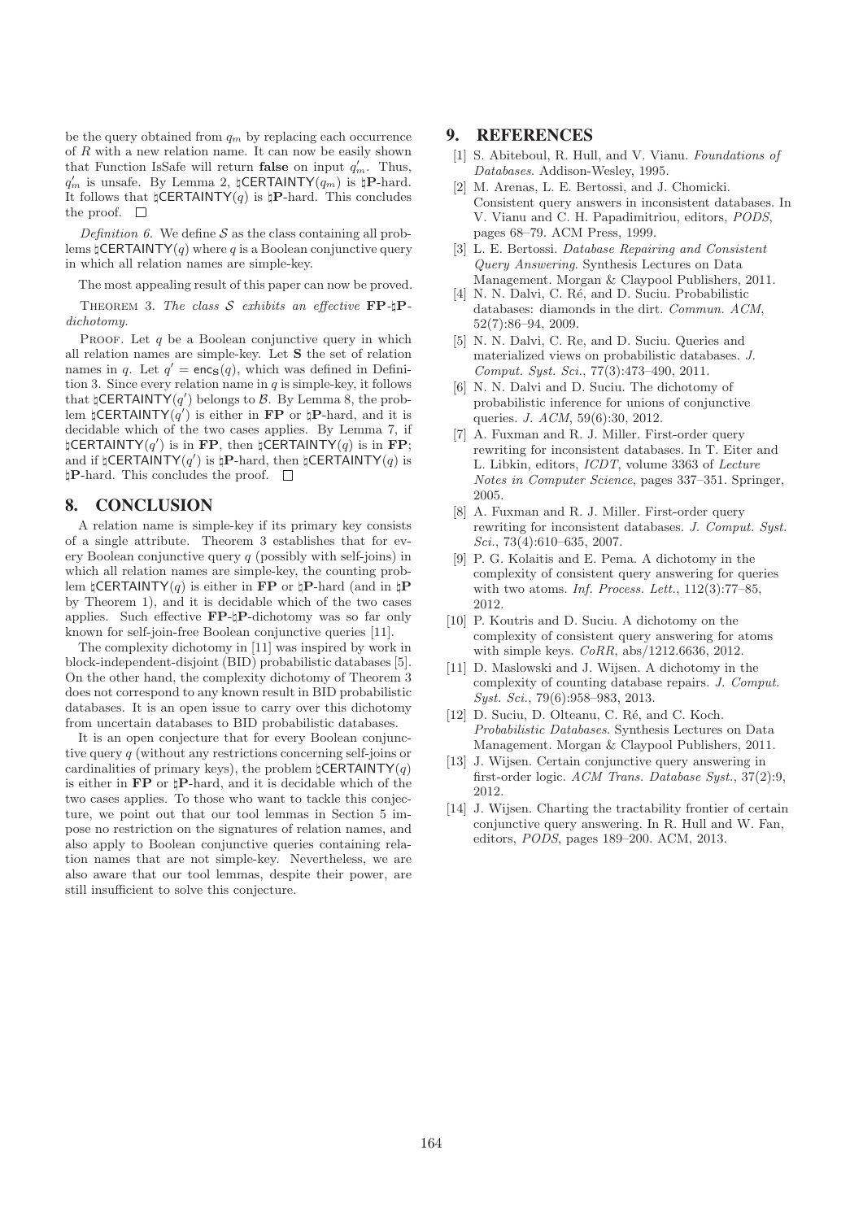be the query obtained from $q_m$ by replacing each occurrence of $R$ with a new relation name. It can now be easily shown that Function IsSafe will return **false** on input $q'_m$. Thus, $q'_m$ is unsafe. By Lemma 2, $\natural\mathsf{CERTAINTY}(q_m)$ is $\natural\mathbf{P}$-hard. It follows that $\natural\mathsf{CERTAINTY}(q)$ is $\natural\mathbf{P}$-hard. This concludes the proof. $\square$

*Definition 6.* We define $\mathcal{S}$ as the class containing all problems $\natural\mathsf{CERTAINTY}(q)$ where $q$ is a Boolean conjunctive query in which all relation names are simple-key.

The most appealing result of this paper can now be proved.

THEOREM 3. *The class $\mathcal{S}$ exhibits an effective* $\mathbf{FP}$-$\natural\mathbf{P}$-*dichotomy.*

PROOF. Let $q$ be a Boolean conjunctive query in which all relation names are simple-key. Let $\mathbf{S}$ the set of relation names in $q$. Let $q' = \mathsf{enc}_{\mathbf{S}}(q)$, which was defined in Definition 3. Since every relation name in $q$ is simple-key, it follows that $\natural\mathsf{CERTAINTY}(q')$ belongs to $\mathcal{B}$. By Lemma 8, the problem $\natural\mathsf{CERTAINTY}(q')$ is either in $\mathbf{FP}$ or $\natural\mathbf{P}$-hard, and it is decidable which of the two cases applies. By Lemma 7, if $\natural\mathsf{CERTAINTY}(q')$ is in $\mathbf{FP}$, then $\natural\mathsf{CERTAINTY}(q)$ is in $\mathbf{FP}$; and if $\natural\mathsf{CERTAINTY}(q')$ is $\natural\mathbf{P}$-hard, then $\natural\mathsf{CERTAINTY}(q)$ is $\natural\mathbf{P}$-hard. This concludes the proof. $\square$

## 8. CONCLUSION

A relation name is simple-key if its primary key consists of a single attribute. Theorem 3 establishes that for every Boolean conjunctive query $q$ (possibly with self-joins) in which all relation names are simple-key, the counting problem $\natural\mathsf{CERTAINTY}(q)$ is either in $\mathbf{FP}$ or $\natural\mathbf{P}$-hard (and in $\natural\mathbf{P}$ by Theorem 1), and it is decidable which of the two cases applies. Such effective $\mathbf{FP}$-$\natural\mathbf{P}$-dichotomy was so far only known for self-join-free Boolean conjunctive queries [11].

The complexity dichotomy in [11] was inspired by work in block-independent-disjoint (BID) probabilistic databases [5]. On the other hand, the complexity dichotomy of Theorem 3 does not correspond to any known result in BID probabilistic databases. It is an open issue to carry over this dichotomy from uncertain databases to BID probabilistic databases.

It is an open conjecture that for every Boolean conjunctive query $q$ (without any restrictions concerning self-joins or cardinalities of primary keys), the problem $\natural\mathsf{CERTAINTY}(q)$ is either in $\mathbf{FP}$ or $\natural\mathbf{P}$-hard, and it is decidable which of the two cases applies. To those who want to tackle this conjecture, we point out that our tool lemmas in Section 5 impose no restriction on the signatures of relation names, and also apply to Boolean conjunctive queries containing relation names that are not simple-key. Nevertheless, we are also aware that our tool lemmas, despite their power, are still insufficient to solve this conjecture.

## 9. REFERENCES

[1] S. Abiteboul, R. Hull, and V. Vianu. *Foundations of Databases*. Addison-Wesley, 1995.

[2] M. Arenas, L. E. Bertossi, and J. Chomicki. Consistent query answers in inconsistent databases. In V. Vianu and C. H. Papadimitriou, editors, *PODS*, pages 68–79. ACM Press, 1999.

[3] L. E. Bertossi. *Database Repairing and Consistent Query Answering*. Synthesis Lectures on Data Management. Morgan & Claypool Publishers, 2011.

[4] N. N. Dalvi, C. Ré, and D. Suciu. Probabilistic databases: diamonds in the dirt. *Commun. ACM*, 52(7):86–94, 2009.

[5] N. N. Dalvi, C. Re, and D. Suciu. Queries and materialized views on probabilistic databases. *J. Comput. Syst. Sci.*, 77(3):473–490, 2011.

[6] N. N. Dalvi and D. Suciu. The dichotomy of probabilistic inference for unions of conjunctive queries. *J. ACM*, 59(6):30, 2012.

[7] A. Fuxman and R. J. Miller. First-order query rewriting for inconsistent databases. In T. Eiter and L. Libkin, editors, *ICDT*, volume 3363 of *Lecture Notes in Computer Science*, pages 337–351. Springer, 2005.

[8] A. Fuxman and R. J. Miller. First-order query rewriting for inconsistent databases. *J. Comput. Syst. Sci.*, 73(4):610–635, 2007.

[9] P. G. Kolaitis and E. Pema. A dichotomy in the complexity of consistent query answering for queries with two atoms. *Inf. Process. Lett.*, 112(3):77–85, 2012.

[10] P. Koutris and D. Suciu. A dichotomy on the complexity of consistent query answering for atoms with simple keys. *CoRR*, abs/1212.6636, 2012.

[11] D. Maslowski and J. Wijsen. A dichotomy in the complexity of counting database repairs. *J. Comput. Syst. Sci.*, 79(6):958–983, 2013.

[12] D. Suciu, D. Olteanu, C. Ré, and C. Koch. *Probabilistic Databases*. Synthesis Lectures on Data Management. Morgan & Claypool Publishers, 2011.

[13] J. Wijsen. Certain conjunctive query answering in first-order logic. *ACM Trans. Database Syst.*, 37(2):9, 2012.

[14] J. Wijsen. Charting the tractability frontier of certain conjunctive query answering. In R. Hull and W. Fan, editors, *PODS*, pages 189–200. ACM, 2013.